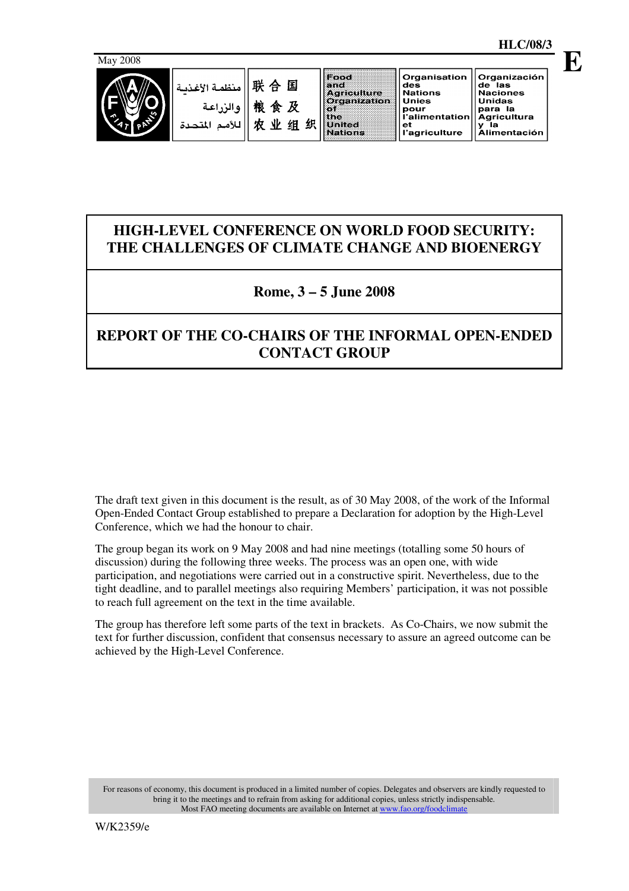HLC/08/3

E

May 2008

| منظمة الأغذية والزراعة للأمم المتحدة | 联合国粮食及农业组织 | Food and Agriculture Organization of the United Nations | Organisation des Nations Unies pour l'alimentation et l'agriculture | Organización de las Naciones Unidas para la Agricultura y la Alimentación |
|---|---|---|---|---|

# HIGH-LEVEL CONFERENCE ON WORLD FOOD SECURITY: THE CHALLENGES OF CLIMATE CHANGE AND BIOENERGY

## Rome, 3 – 5 June 2008

## REPORT OF THE CO-CHAIRS OF THE INFORMAL OPEN-ENDED CONTACT GROUP

The draft text given in this document is the result, as of 30 May 2008, of the work of the Informal Open-Ended Contact Group established to prepare a Declaration for adoption by the High-Level Conference, which we had the honour to chair.

The group began its work on 9 May 2008 and had nine meetings (totalling some 50 hours of discussion) during the following three weeks. The process was an open one, with wide participation, and negotiations were carried out in a constructive spirit. Nevertheless, due to the tight deadline, and to parallel meetings also requiring Members' participation, it was not possible to reach full agreement on the text in the time available.

The group has therefore left some parts of the text in brackets. As Co-Chairs, we now submit the text for further discussion, confident that consensus necessary to assure an agreed outcome can be achieved by the High-Level Conference.

For reasons of economy, this document is produced in a limited number of copies. Delegates and observers are kindly requested to bring it to the meetings and to refrain from asking for additional copies, unless strictly indispensable. Most FAO meeting documents are available on Internet at www.fao.org/foodclimate

W/K2359/e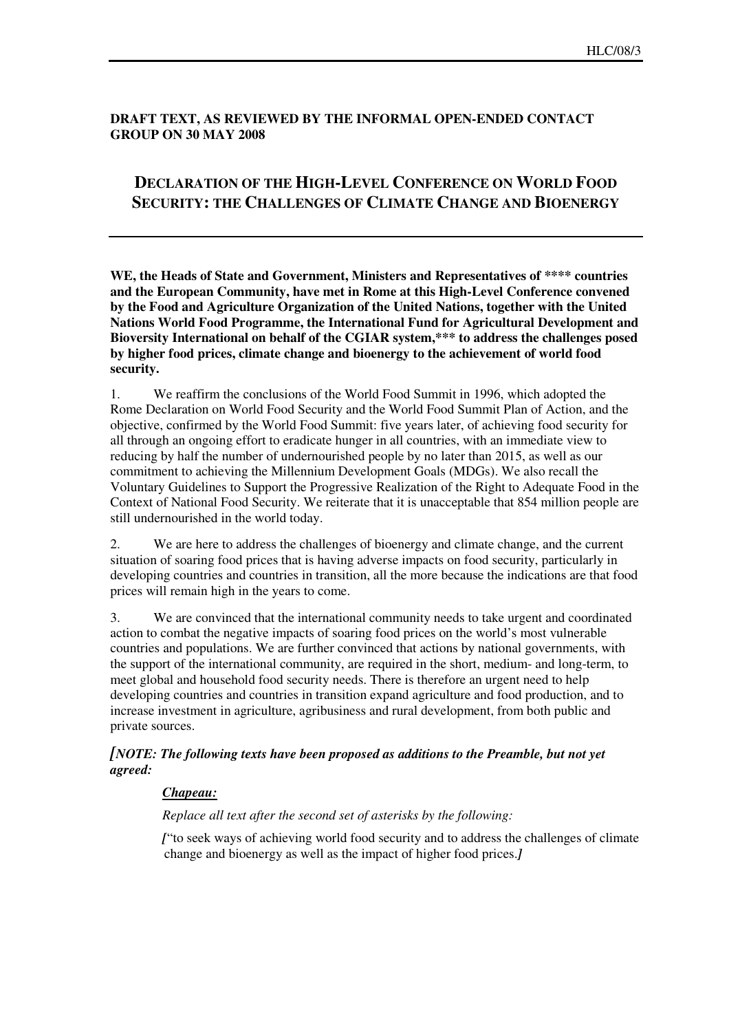**DRAFT TEXT, AS REVIEWED BY THE INFORMAL OPEN-ENDED CONTACT GROUP ON 30 MAY 2008**

# DECLARATION OF THE HIGH-LEVEL CONFERENCE ON WORLD FOOD SECURITY: THE CHALLENGES OF CLIMATE CHANGE AND BIOENERGY

**WE, the Heads of State and Government, Ministers and Representatives of **** countries and the European Community, have met in Rome at this High-Level Conference convened by the Food and Agriculture Organization of the United Nations, together with the United Nations World Food Programme, the International Fund for Agricultural Development and Bioversity International on behalf of the CGIAR system,*** to address the challenges posed by higher food prices, climate change and bioenergy to the achievement of world food security.**

1. We reaffirm the conclusions of the World Food Summit in 1996, which adopted the Rome Declaration on World Food Security and the World Food Summit Plan of Action, and the objective, confirmed by the World Food Summit: five years later, of achieving food security for all through an ongoing effort to eradicate hunger in all countries, with an immediate view to reducing by half the number of undernourished people by no later than 2015, as well as our commitment to achieving the Millennium Development Goals (MDGs). We also recall the Voluntary Guidelines to Support the Progressive Realization of the Right to Adequate Food in the Context of National Food Security. We reiterate that it is unacceptable that 854 million people are still undernourished in the world today.

2. We are here to address the challenges of bioenergy and climate change, and the current situation of soaring food prices that is having adverse impacts on food security, particularly in developing countries and countries in transition, all the more because the indications are that food prices will remain high in the years to come.

3. We are convinced that the international community needs to take urgent and coordinated action to combat the negative impacts of soaring food prices on the world's most vulnerable countries and populations. We are further convinced that actions by national governments, with the support of the international community, are required in the short, medium- and long-term, to meet global and household food security needs. There is therefore an urgent need to help developing countries and countries in transition expand agriculture and food production, and to increase investment in agriculture, agribusiness and rural development, from both public and private sources.

***[NOTE: The following texts have been proposed as additions to the Preamble, but not yet agreed:***

> ***Chapeau:***
>
> *Replace all text after the second set of asterisks by the following:*
>
> ***[***"to seek ways of achieving world food security and to address the challenges of climate change and bioenergy as well as the impact of higher food prices.***]***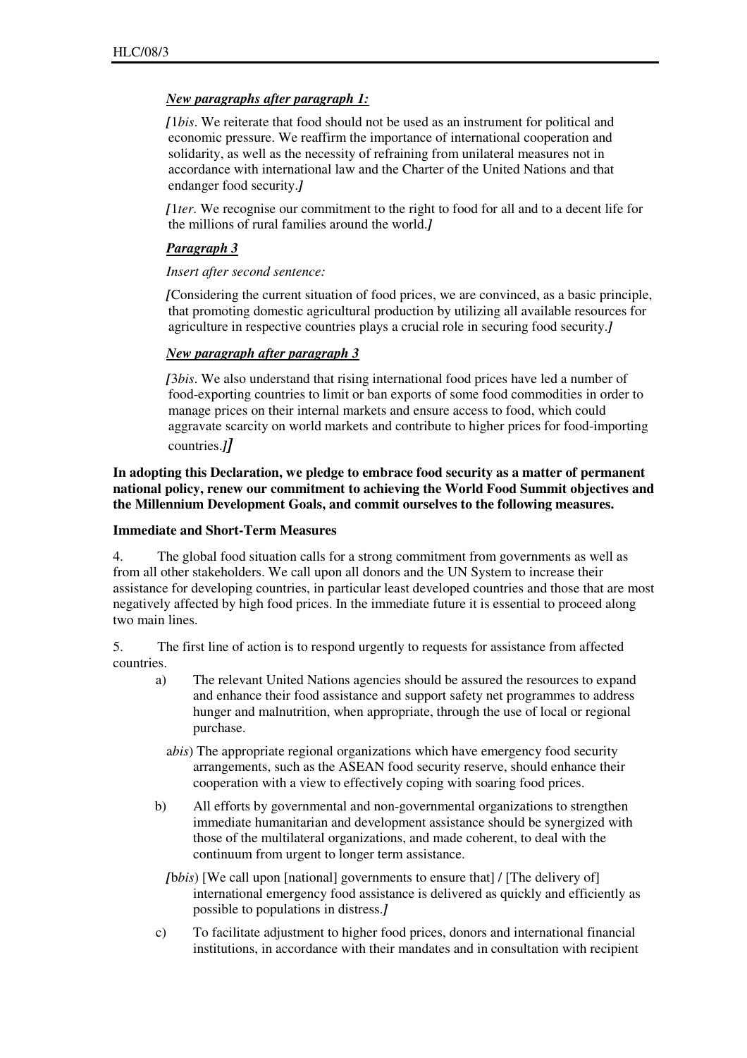***New paragraphs after paragraph 1:***

*[*1*bis*. We reiterate that food should not be used as an instrument for political and economic pressure. We reaffirm the importance of international cooperation and solidarity, as well as the necessity of refraining from unilateral measures not in accordance with international law and the Charter of the United Nations and that endanger food security.*]*

*[*1*ter*. We recognise our commitment to the right to food for all and to a decent life for the millions of rural families around the world.*]*

***Paragraph 3***

*Insert after second sentence:*

*[*Considering the current situation of food prices, we are convinced, as a basic principle, that promoting domestic agricultural production by utilizing all available resources for agriculture in respective countries plays a crucial role in securing food security.*]*

***New paragraph after paragraph 3***

*[*3*bis*. We also understand that rising international food prices have led a number of food-exporting countries to limit or ban exports of some food commodities in order to manage prices on their internal markets and ensure access to food, which could aggravate scarcity on world markets and contribute to higher prices for food-importing countries.*]*]

**In adopting this Declaration, we pledge to embrace food security as a matter of permanent national policy, renew our commitment to achieving the World Food Summit objectives and the Millennium Development Goals, and commit ourselves to the following measures.**

**Immediate and Short-Term Measures**

4. The global food situation calls for a strong commitment from governments as well as from all other stakeholders. We call upon all donors and the UN System to increase their assistance for developing countries, in particular least developed countries and those that are most negatively affected by high food prices. In the immediate future it is essential to proceed along two main lines.

5. The first line of action is to respond urgently to requests for assistance from affected countries.

a) The relevant United Nations agencies should be assured the resources to expand and enhance their food assistance and support safety net programmes to address hunger and malnutrition, when appropriate, through the use of local or regional purchase.

a*bis*) The appropriate regional organizations which have emergency food security arrangements, such as the ASEAN food security reserve, should enhance their cooperation with a view to effectively coping with soaring food prices.

b) All efforts by governmental and non-governmental organizations to strengthen immediate humanitarian and development assistance should be synergized with those of the multilateral organizations, and made coherent, to deal with the continuum from urgent to longer term assistance.

*[*b*bis*) [We call upon [national] governments to ensure that] / [The delivery of] international emergency food assistance is delivered as quickly and efficiently as possible to populations in distress.*]*

c) To facilitate adjustment to higher food prices, donors and international financial institutions, in accordance with their mandates and in consultation with recipient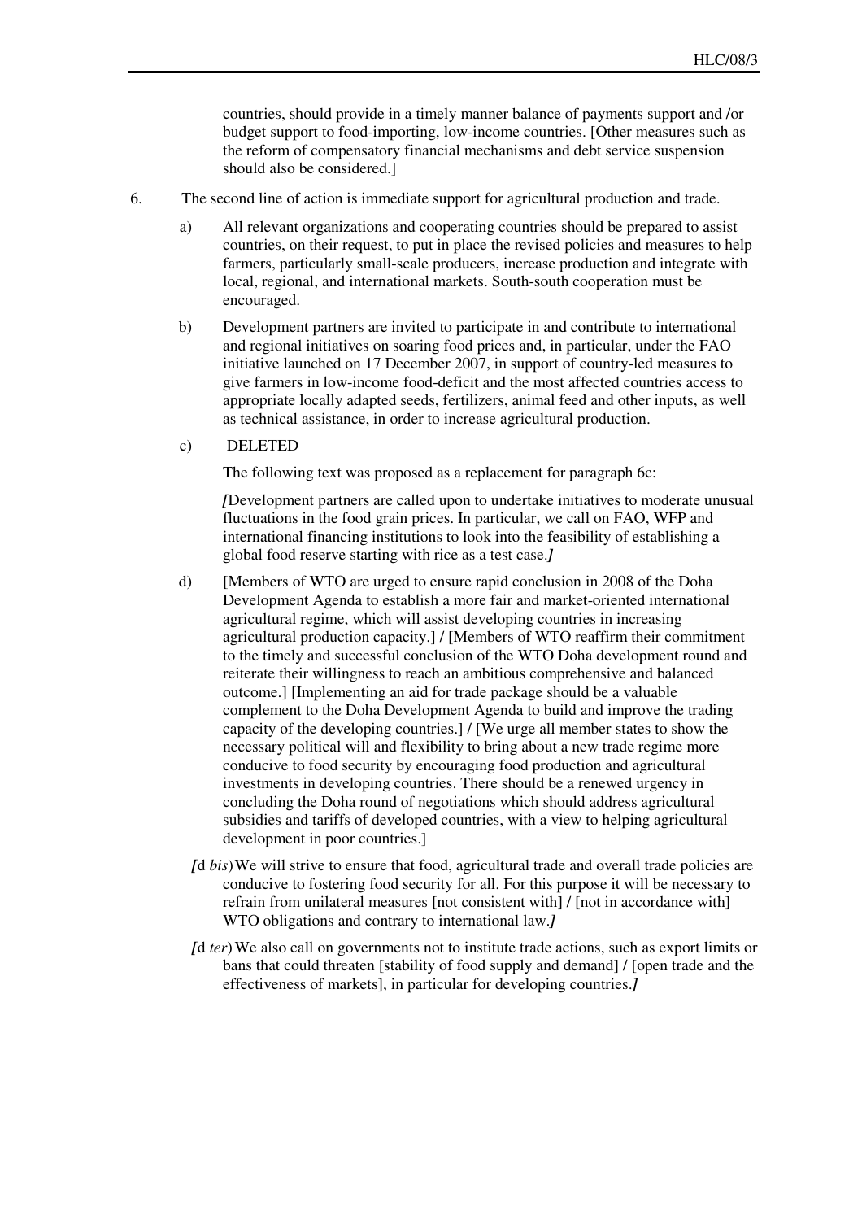countries, should provide in a timely manner balance of payments support and /or budget support to food-importing, low-income countries. [Other measures such as the reform of compensatory financial mechanisms and debt service suspension should also be considered.]

6. The second line of action is immediate support for agricultural production and trade.

   a) All relevant organizations and cooperating countries should be prepared to assist countries, on their request, to put in place the revised policies and measures to help farmers, particularly small-scale producers, increase production and integrate with local, regional, and international markets. South-south cooperation must be encouraged.

   b) Development partners are invited to participate in and contribute to international and regional initiatives on soaring food prices and, in particular, under the FAO initiative launched on 17 December 2007, in support of country-led measures to give farmers in low-income food-deficit and the most affected countries access to appropriate locally adapted seeds, fertilizers, animal feed and other inputs, as well as technical assistance, in order to increase agricultural production.

   c) DELETED

   The following text was proposed as a replacement for paragraph 6c:

   ***[***Development partners are called upon to undertake initiatives to moderate unusual fluctuations in the food grain prices. In particular, we call on FAO, WFP and international financing institutions to look into the feasibility of establishing a global food reserve starting with rice as a test case.***]***

   d) [Members of WTO are urged to ensure rapid conclusion in 2008 of the Doha Development Agenda to establish a more fair and market-oriented international agricultural regime, which will assist developing countries in increasing agricultural production capacity.] / [Members of WTO reaffirm their commitment to the timely and successful conclusion of the WTO Doha development round and reiterate their willingness to reach an ambitious comprehensive and balanced outcome.] [Implementing an aid for trade package should be a valuable complement to the Doha Development Agenda to build and improve the trading capacity of the developing countries.] / [We urge all member states to show the necessary political will and flexibility to bring about a new trade regime more conducive to food security by encouraging food production and agricultural investments in developing countries. There should be a renewed urgency in concluding the Doha round of negotiations which should address agricultural subsidies and tariffs of developed countries, with a view to helping agricultural development in poor countries.]

   ***[***d *bis*) We will strive to ensure that food, agricultural trade and overall trade policies are conducive to fostering food security for all. For this purpose it will be necessary to refrain from unilateral measures [not consistent with] / [not in accordance with] WTO obligations and contrary to international law.***]***

   ***[***d *ter*) We also call on governments not to institute trade actions, such as export limits or bans that could threaten [stability of food supply and demand] / [open trade and the effectiveness of markets], in particular for developing countries.***]***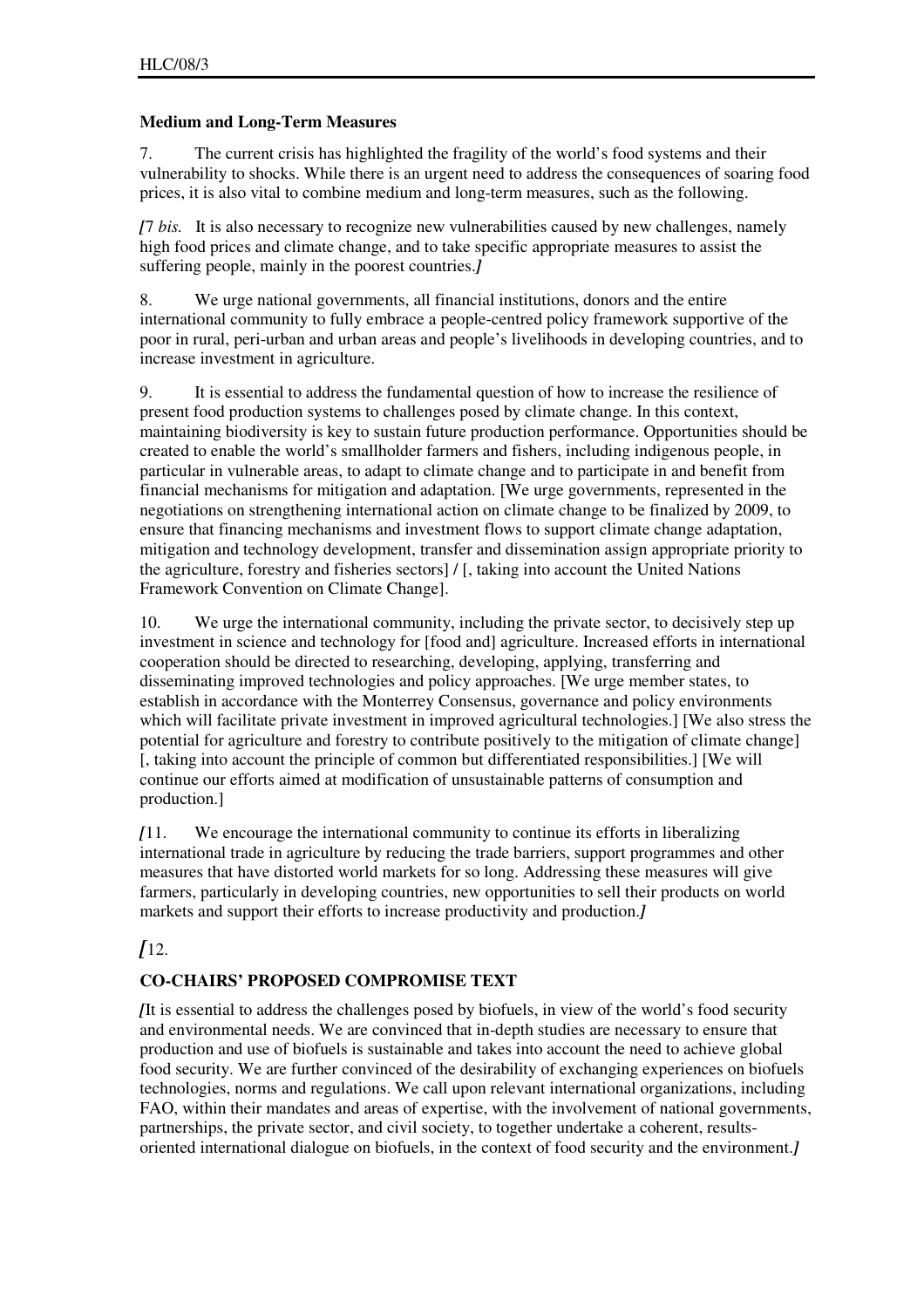**Medium and Long-Term Measures**

7. The current crisis has highlighted the fragility of the world's food systems and their vulnerability to shocks. While there is an urgent need to address the consequences of soaring food prices, it is also vital to combine medium and long-term measures, such as the following.

*[*7 *bis.* It is also necessary to recognize new vulnerabilities caused by new challenges, namely high food prices and climate change, and to take specific appropriate measures to assist the suffering people, mainly in the poorest countries.*]*

8. We urge national governments, all financial institutions, donors and the entire international community to fully embrace a people-centred policy framework supportive of the poor in rural, peri-urban and urban areas and people's livelihoods in developing countries, and to increase investment in agriculture.

9. It is essential to address the fundamental question of how to increase the resilience of present food production systems to challenges posed by climate change. In this context, maintaining biodiversity is key to sustain future production performance. Opportunities should be created to enable the world's smallholder farmers and fishers, including indigenous people, in particular in vulnerable areas, to adapt to climate change and to participate in and benefit from financial mechanisms for mitigation and adaptation. [We urge governments, represented in the negotiations on strengthening international action on climate change to be finalized by 2009, to ensure that financing mechanisms and investment flows to support climate change adaptation, mitigation and technology development, transfer and dissemination assign appropriate priority to the agriculture, forestry and fisheries sectors] / [, taking into account the United Nations Framework Convention on Climate Change].

10. We urge the international community, including the private sector, to decisively step up investment in science and technology for [food and] agriculture. Increased efforts in international cooperation should be directed to researching, developing, applying, transferring and disseminating improved technologies and policy approaches. [We urge member states, to establish in accordance with the Monterrey Consensus, governance and policy environments which will facilitate private investment in improved agricultural technologies.] [We also stress the potential for agriculture and forestry to contribute positively to the mitigation of climate change] [, taking into account the principle of common but differentiated responsibilities.] [We will continue our efforts aimed at modification of unsustainable patterns of consumption and production.]

*[*11. We encourage the international community to continue its efforts in liberalizing international trade in agriculture by reducing the trade barriers, support programmes and other measures that have distorted world markets for so long. Addressing these measures will give farmers, particularly in developing countries, new opportunities to sell their products on world markets and support their efforts to increase productivity and production.*]*

*[*12.

**CO-CHAIRS' PROPOSED COMPROMISE TEXT**

*[*It is essential to address the challenges posed by biofuels, in view of the world's food security and environmental needs. We are convinced that in-depth studies are necessary to ensure that production and use of biofuels is sustainable and takes into account the need to achieve global food security. We are further convinced of the desirability of exchanging experiences on biofuels technologies, norms and regulations. We call upon relevant international organizations, including FAO, within their mandates and areas of expertise, with the involvement of national governments, partnerships, the private sector, and civil society, to together undertake a coherent, results-oriented international dialogue on biofuels, in the context of food security and the environment.*]*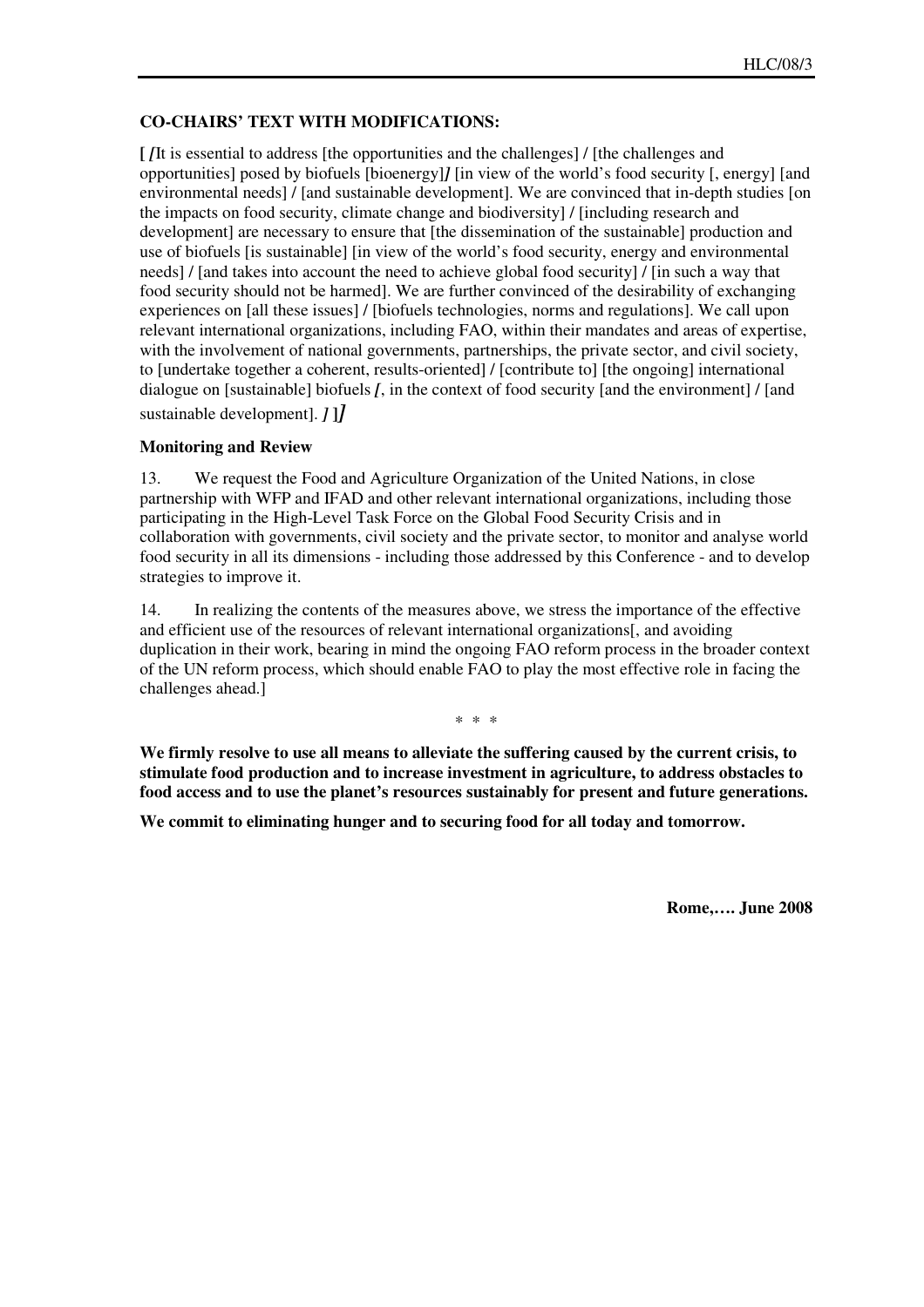**CO-CHAIRS' TEXT WITH MODIFICATIONS:**

[ *[*It is essential to address [the opportunities and the challenges] / [the challenges and opportunities] posed by biofuels [bioenergy]*]* [in view of the world's food security [, energy] [and environmental needs] / [and sustainable development]. We are convinced that in-depth studies [on the impacts on food security, climate change and biodiversity] / [including research and development] are necessary to ensure that [the dissemination of the sustainable] production and use of biofuels [is sustainable] [in view of the world's food security, energy and environmental needs] / [and takes into account the need to achieve global food security] / [in such a way that food security should not be harmed]. We are further convinced of the desirability of exchanging experiences on [all these issues] / [biofuels technologies, norms and regulations]. We call upon relevant international organizations, including FAO, within their mandates and areas of expertise, with the involvement of national governments, partnerships, the private sector, and civil society, to [undertake together a coherent, results-oriented] / [contribute to] [the ongoing] international dialogue on [sustainable] biofuels *[*, in the context of food security [and the environment] / [and sustainable development]. *]* ]*]*

**Monitoring and Review**

13. We request the Food and Agriculture Organization of the United Nations, in close partnership with WFP and IFAD and other relevant international organizations, including those participating in the High-Level Task Force on the Global Food Security Crisis and in collaboration with governments, civil society and the private sector, to monitor and analyse world food security in all its dimensions - including those addressed by this Conference - and to develop strategies to improve it.

14. In realizing the contents of the measures above, we stress the importance of the effective and efficient use of the resources of relevant international organizations[, and avoiding duplication in their work, bearing in mind the ongoing FAO reform process in the broader context of the UN reform process, which should enable FAO to play the most effective role in facing the challenges ahead.]

\* \* \*

**We firmly resolve to use all means to alleviate the suffering caused by the current crisis, to stimulate food production and to increase investment in agriculture, to address obstacles to food access and to use the planet's resources sustainably for present and future generations.**

**We commit to eliminating hunger and to securing food for all today and tomorrow.**

**Rome,…. June 2008**